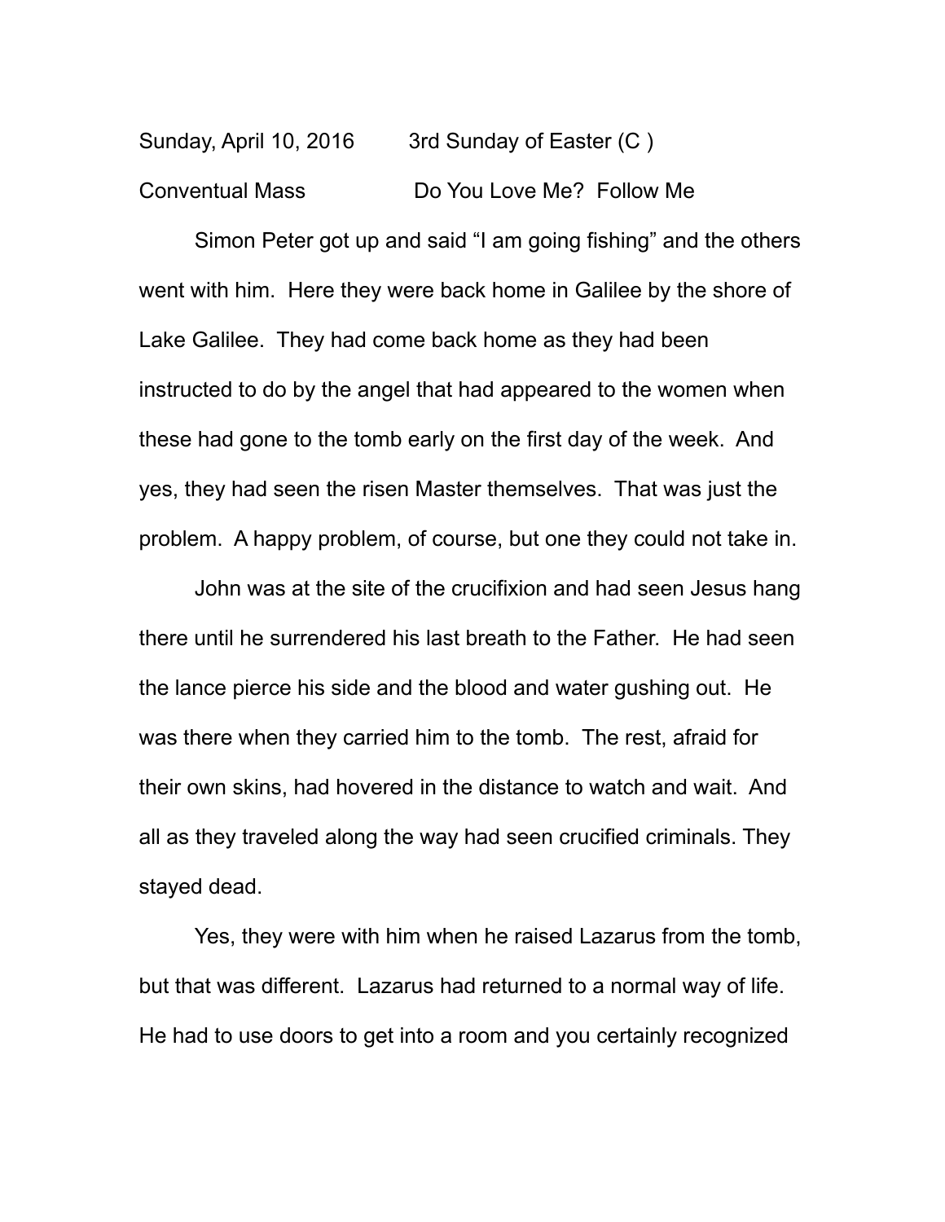Sunday, April 10, 2016 3rd Sunday of Easter (C )

Conventual Mass Do You Love Me? Follow Me

Simon Peter got up and said “I am going fishing” and the others went with him. Here they were back home in Galilee by the shore of Lake Galilee. They had come back home as they had been instructed to do by the angel that had appeared to the women when these had gone to the tomb early on the first day of the week. And yes, they had seen the risen Master themselves. That was just the problem. A happy problem, of course, but one they could not take in.

John was at the site of the crucifixion and had seen Jesus hang there until he surrendered his last breath to the Father. He had seen the lance pierce his side and the blood and water gushing out. He was there when they carried him to the tomb. The rest, afraid for their own skins, had hovered in the distance to watch and wait. And all as they traveled along the way had seen crucified criminals. They stayed dead.

Yes, they were with him when he raised Lazarus from the tomb, but that was different. Lazarus had returned to a normal way of life. He had to use doors to get into a room and you certainly recognized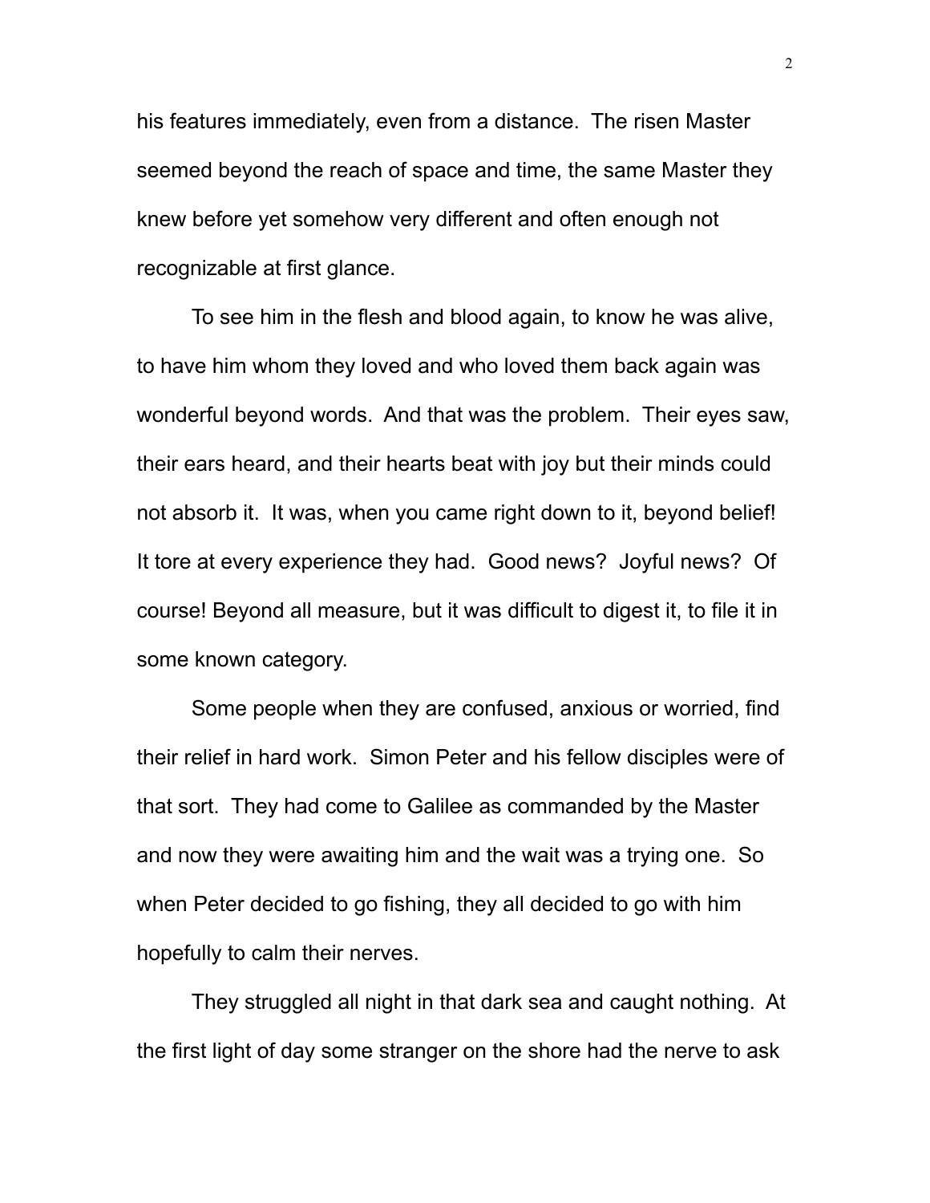his features immediately, even from a distance. The risen Master seemed beyond the reach of space and time, the same Master they knew before yet somehow very different and often enough not recognizable at first glance.

To see him in the flesh and blood again, to know he was alive, to have him whom they loved and who loved them back again was wonderful beyond words. And that was the problem. Their eyes saw, their ears heard, and their hearts beat with joy but their minds could not absorb it. It was, when you came right down to it, beyond belief! It tore at every experience they had. Good news? Joyful news? Of course! Beyond all measure, but it was difficult to digest it, to file it in some known category.

Some people when they are confused, anxious or worried, find their relief in hard work. Simon Peter and his fellow disciples were of that sort. They had come to Galilee as commanded by the Master and now they were awaiting him and the wait was a trying one. So when Peter decided to go fishing, they all decided to go with him hopefully to calm their nerves.

They struggled all night in that dark sea and caught nothing. At the first light of day some stranger on the shore had the nerve to ask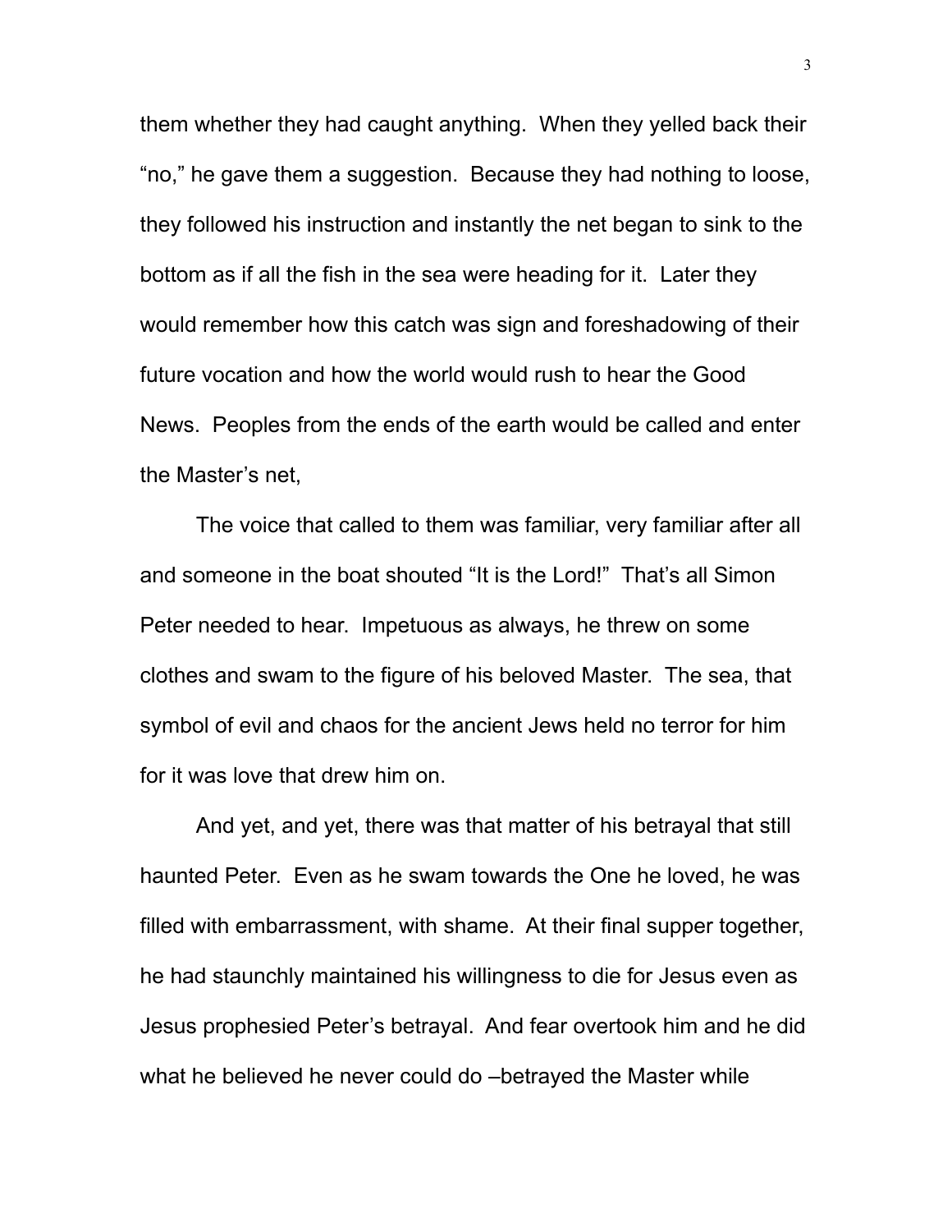them whether they had caught anything. When they yelled back their "no," he gave them a suggestion. Because they had nothing to loose, they followed his instruction and instantly the net began to sink to the bottom as if all the fish in the sea were heading for it. Later they would remember how this catch was sign and foreshadowing of their future vocation and how the world would rush to hear the Good News. Peoples from the ends of the earth would be called and enter the Master's net,

The voice that called to them was familiar, very familiar after all and someone in the boat shouted "It is the Lord!" That's all Simon Peter needed to hear. Impetuous as always, he threw on some clothes and swam to the figure of his beloved Master. The sea, that symbol of evil and chaos for the ancient Jews held no terror for him for it was love that drew him on.

And yet, and yet, there was that matter of his betrayal that still haunted Peter. Even as he swam towards the One he loved, he was filled with embarrassment, with shame. At their final supper together, he had staunchly maintained his willingness to die for Jesus even as Jesus prophesied Peter's betrayal. And fear overtook him and he did what he believed he never could do –betrayed the Master while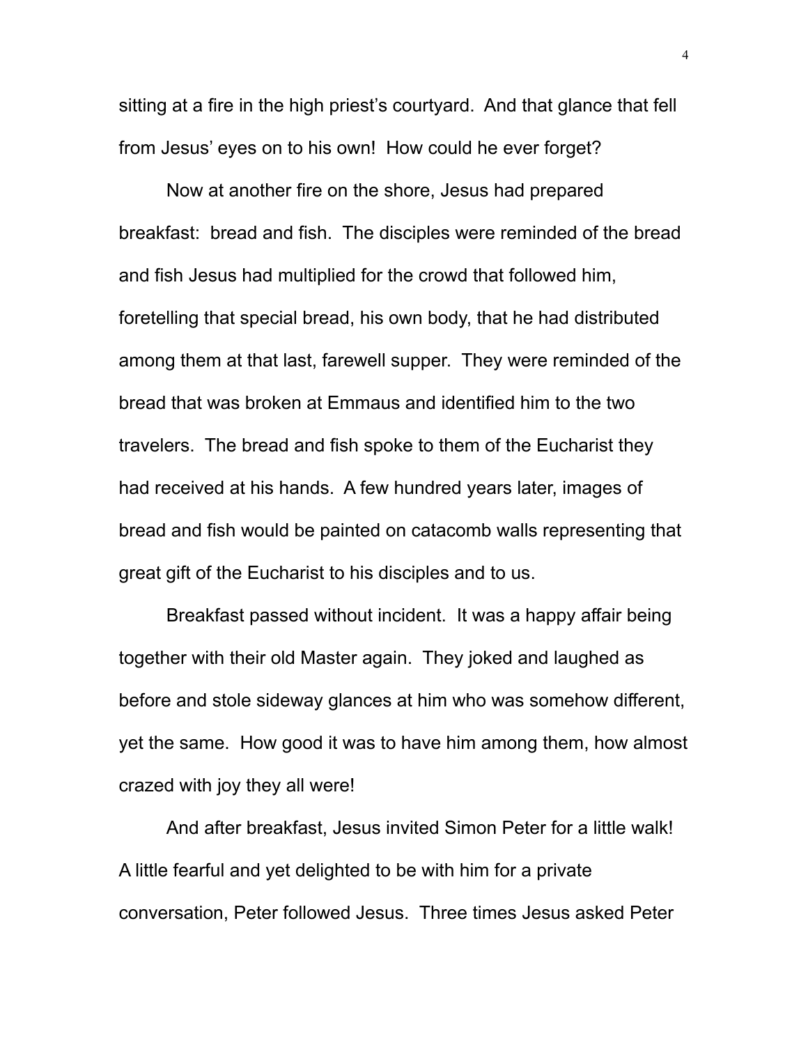sitting at a fire in the high priest's courtyard. And that glance that fell from Jesus' eyes on to his own! How could he ever forget?

Now at another fire on the shore, Jesus had prepared breakfast: bread and fish. The disciples were reminded of the bread and fish Jesus had multiplied for the crowd that followed him, foretelling that special bread, his own body, that he had distributed among them at that last, farewell supper. They were reminded of the bread that was broken at Emmaus and identified him to the two travelers. The bread and fish spoke to them of the Eucharist they had received at his hands. A few hundred years later, images of bread and fish would be painted on catacomb walls representing that great gift of the Eucharist to his disciples and to us.

Breakfast passed without incident. It was a happy affair being together with their old Master again. They joked and laughed as before and stole sideway glances at him who was somehow different, yet the same. How good it was to have him among them, how almost crazed with joy they all were!

And after breakfast, Jesus invited Simon Peter for a little walk! A little fearful and yet delighted to be with him for a private conversation, Peter followed Jesus. Three times Jesus asked Peter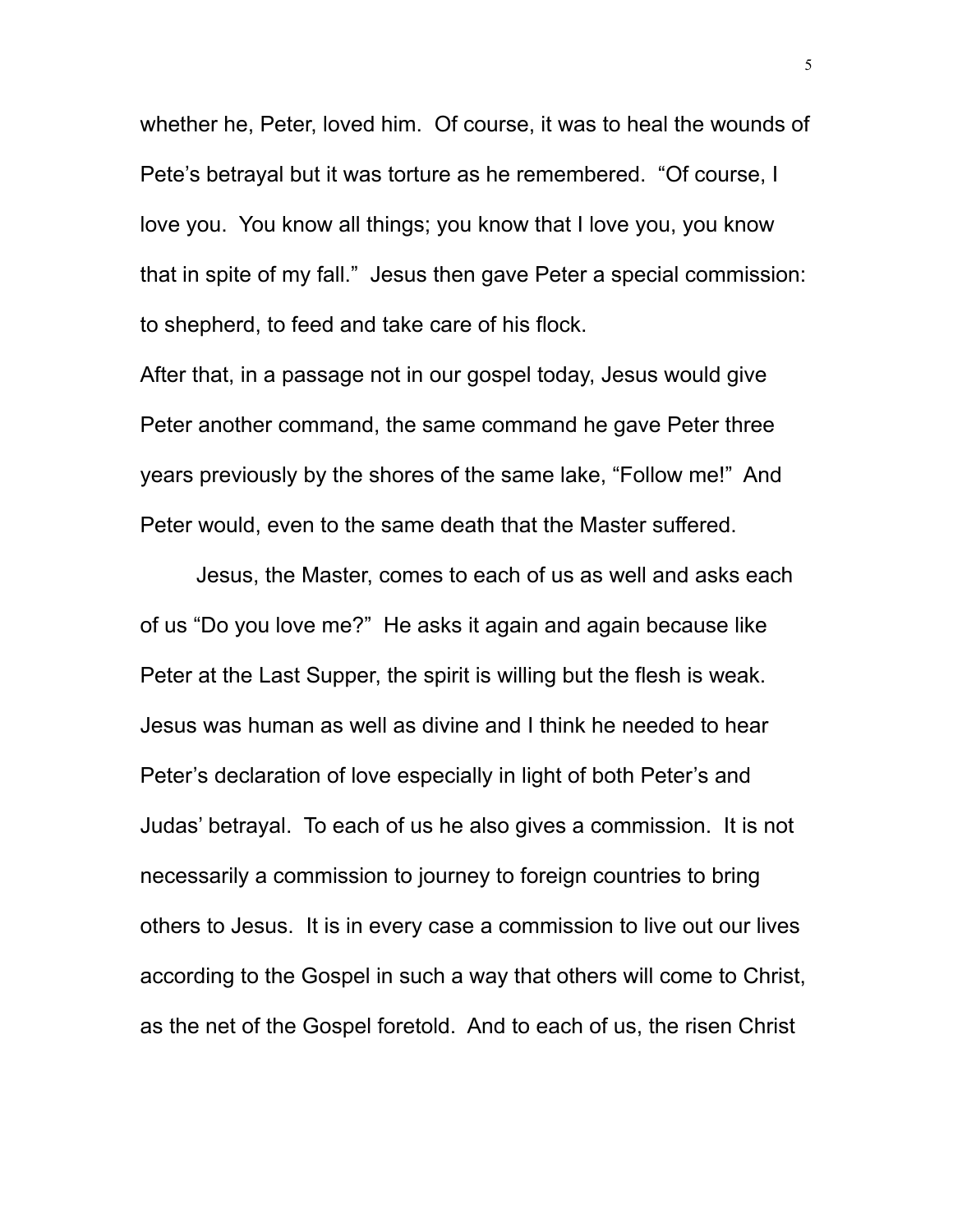whether he, Peter, loved him. Of course, it was to heal the wounds of Pete's betrayal but it was torture as he remembered. "Of course, I love you. You know all things; you know that I love you, you know that in spite of my fall." Jesus then gave Peter a special commission: to shepherd, to feed and take care of his flock.

After that, in a passage not in our gospel today, Jesus would give Peter another command, the same command he gave Peter three years previously by the shores of the same lake, "Follow me!" And Peter would, even to the same death that the Master suffered.

Jesus, the Master, comes to each of us as well and asks each of us "Do you love me?" He asks it again and again because like Peter at the Last Supper, the spirit is willing but the flesh is weak. Jesus was human as well as divine and I think he needed to hear Peter's declaration of love especially in light of both Peter's and Judas' betrayal. To each of us he also gives a commission. It is not necessarily a commission to journey to foreign countries to bring others to Jesus. It is in every case a commission to live out our lives according to the Gospel in such a way that others will come to Christ, as the net of the Gospel foretold. And to each of us, the risen Christ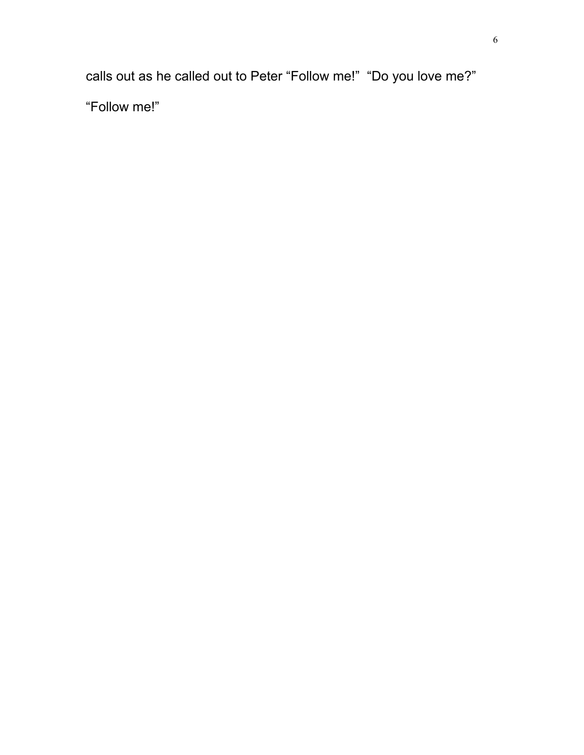calls out as he called out to Peter “Follow me!” “Do you love me?” “Follow me!”